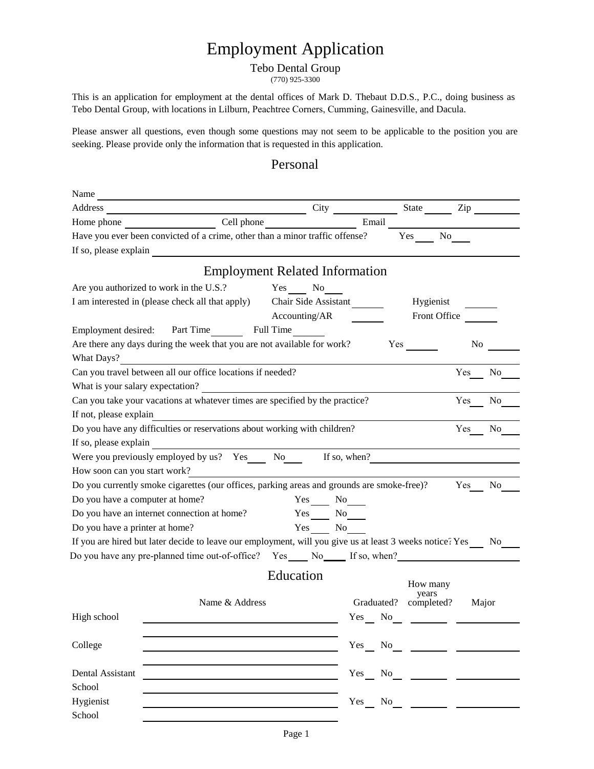# Employment Application

Tebo Dental Group

(770) 925-3300

This is an application for employment at the dental offices of Mark D. Thebaut D.D.S., P.C., doing business as Tebo Dental Group, with locations in Lilburn, Peachtree Corners, Cumming, Gainesville, and Dacula.

Please answer all questions, even though some questions may not seem to be applicable to the position you are seeking. Please provide only the information that is requested in this application.

## Personal

Name ____________________________________________

Address ______________________ City __________ State _____ Zip _______

Home phone ______________ Cell phone ______________ Email ______________

Have you ever been convicted of a crime, other than a minor traffic offense? Yes ___ No ___

If so, please explain ____________________________________________

## Employment Related Information

Are you authorized to work in the U.S.? Yes ___ No ___

I am interested in (please check all that apply) Chair Side Assistant _____ Hygienist _____ Accounting/AR _____ Front Office _____

Employment desired: Part Time _____ Full Time _____

Are there any days during the week that you are not available for work? Yes _____ No _____

What Days? ____________________________________________

Can you travel between all our office locations if needed? Yes ___ No ___

What is your salary expectation? ____________________________________________

Can you take your vacations at whatever times are specified by the practice? Yes ___ No ___

If not, please explain ____________________________________________

Do you have any difficulties or reservations about working with children? Yes ___ No ___

If so, please explain ____________________________________________

Were you previously employed by us? Yes ___ No ___ If so, when? ______________

How soon can you start work? ____________________________________________

Do you currently smoke cigarettes (our offices, parking areas and grounds are smoke-free)? Yes ___ No ___

Do you have a computer at home? Yes ___ No ___

Do you have an internet connection at home? Yes ___ No ___

Do you have a printer at home? Yes ___ No ___

If you are hired but later decide to leave our employment, will you give us at least 3 weeks notice? Yes ___ No ___

Do you have any pre-planned time out-of-office? Yes ___ No ___ If so, when? ______________

## Education

| | Name & Address | Graduated? | How many years completed? | Major |
|---|---|---|---|---|
| High school | | Yes ___ No ___ | | |
| College | | Yes ___ No ___ | | |
| Dental Assistant School | | Yes ___ No ___ | | |
| Hygienist School | | Yes ___ No ___ | | |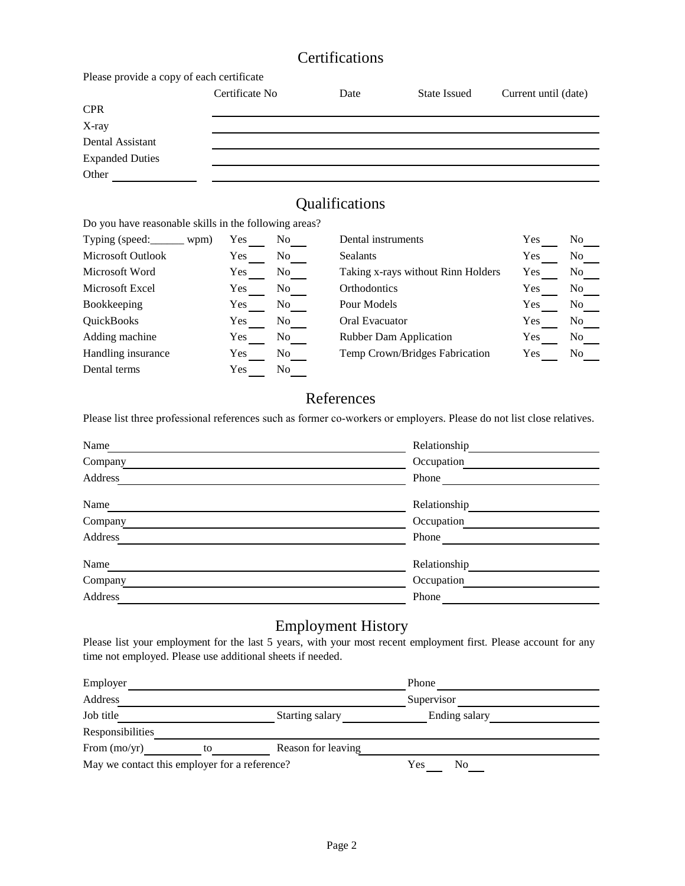# Certifications

Please provide a copy of each certificate

| | Certificate No | Date | State Issued | Current until (date) |
|---|---|---|---|---|
| CPR | | | | |
| X-ray | | | | |
| Dental Assistant | | | | |
| Expanded Duties | | | | |
| Other ______ | | | | |

# Qualifications

Do you have reasonable skills in the following areas?

| Skill | Yes | No | Skill | Yes | No |
|---|---|---|---|---|---|
| Typing (speed:______ wpm) | Yes___ | No___ | Dental instruments | Yes___ | No___ |
| Microsoft Outlook | Yes___ | No___ | Sealants | Yes___ | No___ |
| Microsoft Word | Yes___ | No___ | Taking x-rays without Rinn Holders | Yes___ | No___ |
| Microsoft Excel | Yes___ | No___ | Orthodontics | Yes___ | No___ |
| Bookkeeping | Yes___ | No___ | Pour Models | Yes___ | No___ |
| QuickBooks | Yes___ | No___ | Oral Evacuator | Yes___ | No___ |
| Adding machine | Yes___ | No___ | Rubber Dam Application | Yes___ | No___ |
| Handling insurance | Yes___ | No___ | Temp Crown/Bridges Fabrication | Yes___ | No___ |
| Dental terms | Yes___ | No___ | | | |

# References

Please list three professional references such as former co-workers or employers. Please do not list close relatives.

Name ______________________ Relationship ______________________
Company ______________________ Occupation ______________________
Address ______________________ Phone ______________________

Name ______________________ Relationship ______________________
Company ______________________ Occupation ______________________
Address ______________________ Phone ______________________

Name ______________________ Relationship ______________________
Company ______________________ Occupation ______________________
Address ______________________ Phone ______________________

# Employment History

Please list your employment for the last 5 years, with your most recent employment first. Please account for any time not employed. Please use additional sheets if needed.

Employer ______________________ Phone ______________________
Address ______________________ Supervisor ______________________
Job title ______________ Starting salary ______________ Ending salary ______________
Responsibilities ______________________________________________
From (mo/yr) __________ to __________ Reason for leaving ______________________
May we contact this employer for a reference? Yes___ No___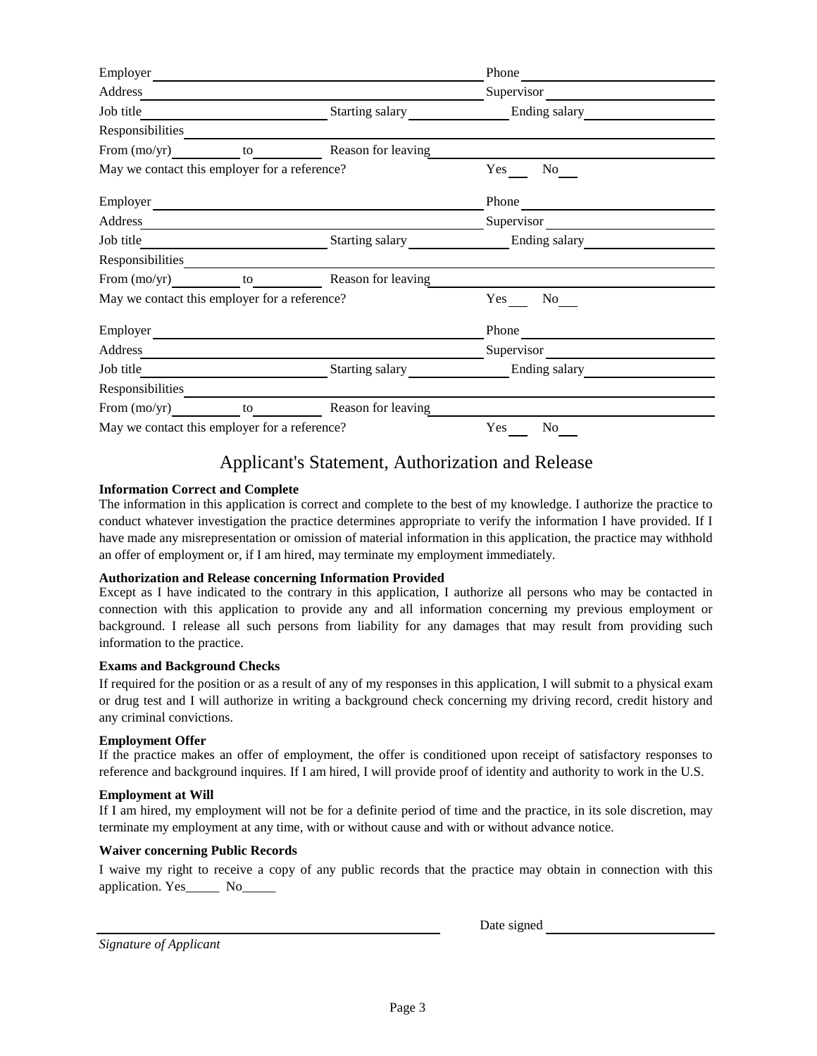Employer \_\_\_\_\_\_\_\_\_\_\_\_\_\_\_\_\_\_\_\_\_\_\_\_\_\_\_\_\_\_\_\_ Phone \_\_\_\_\_\_\_\_\_\_\_\_\_\_\_\_\_\_\_\_

Address \_\_\_\_\_\_\_\_\_\_\_\_\_\_\_\_\_\_\_\_\_\_\_\_\_\_\_\_\_\_\_\_ Supervisor \_\_\_\_\_\_\_\_\_\_\_\_\_\_\_\_\_\_\_\_

Job title \_\_\_\_\_\_\_\_\_\_\_\_\_\_\_\_ Starting salary \_\_\_\_\_\_\_\_\_\_\_\_ Ending salary \_\_\_\_\_\_\_\_\_\_\_\_

Responsibilities \_\_\_\_\_\_\_\_\_\_\_\_\_\_\_\_\_\_\_\_\_\_\_\_\_\_\_\_\_\_\_\_\_\_\_\_\_\_\_\_\_\_\_\_\_\_

From (mo/yr) \_\_\_\_\_\_\_ to \_\_\_\_\_\_\_ Reason for leaving \_\_\_\_\_\_\_\_\_\_\_\_\_\_\_\_\_\_\_\_\_\_\_\_\_\_

May we contact this employer for a reference? Yes \_\_\_ No \_\_\_

Employer \_\_\_\_\_\_\_\_\_\_\_\_\_\_\_\_\_\_\_\_\_\_\_\_\_\_\_\_\_\_\_\_ Phone \_\_\_\_\_\_\_\_\_\_\_\_\_\_\_\_\_\_\_\_

Address \_\_\_\_\_\_\_\_\_\_\_\_\_\_\_\_\_\_\_\_\_\_\_\_\_\_\_\_\_\_\_\_ Supervisor \_\_\_\_\_\_\_\_\_\_\_\_\_\_\_\_\_\_\_\_

Job title \_\_\_\_\_\_\_\_\_\_\_\_\_\_\_\_ Starting salary \_\_\_\_\_\_\_\_\_\_\_\_ Ending salary \_\_\_\_\_\_\_\_\_\_\_\_

Responsibilities \_\_\_\_\_\_\_\_\_\_\_\_\_\_\_\_\_\_\_\_\_\_\_\_\_\_\_\_\_\_\_\_\_\_\_\_\_\_\_\_\_\_\_\_\_\_

From (mo/yr) \_\_\_\_\_\_\_ to \_\_\_\_\_\_\_ Reason for leaving \_\_\_\_\_\_\_\_\_\_\_\_\_\_\_\_\_\_\_\_\_\_\_\_\_\_

May we contact this employer for a reference? Yes \_\_\_ No \_\_\_

Employer \_\_\_\_\_\_\_\_\_\_\_\_\_\_\_\_\_\_\_\_\_\_\_\_\_\_\_\_\_\_\_\_ Phone \_\_\_\_\_\_\_\_\_\_\_\_\_\_\_\_\_\_\_\_

Address \_\_\_\_\_\_\_\_\_\_\_\_\_\_\_\_\_\_\_\_\_\_\_\_\_\_\_\_\_\_\_\_ Supervisor \_\_\_\_\_\_\_\_\_\_\_\_\_\_\_\_\_\_\_\_

Job title \_\_\_\_\_\_\_\_\_\_\_\_\_\_\_\_ Starting salary \_\_\_\_\_\_\_\_\_\_\_\_ Ending salary \_\_\_\_\_\_\_\_\_\_\_\_

Responsibilities \_\_\_\_\_\_\_\_\_\_\_\_\_\_\_\_\_\_\_\_\_\_\_\_\_\_\_\_\_\_\_\_\_\_\_\_\_\_\_\_\_\_\_\_\_\_

From (mo/yr) \_\_\_\_\_\_\_ to \_\_\_\_\_\_\_ Reason for leaving \_\_\_\_\_\_\_\_\_\_\_\_\_\_\_\_\_\_\_\_\_\_\_\_\_\_

May we contact this employer for a reference? Yes \_\_\_ No \_\_\_

## Applicant's Statement, Authorization and Release

**Information Correct and Complete**

The information in this application is correct and complete to the best of my knowledge. I authorize the practice to conduct whatever investigation the practice determines appropriate to verify the information I have provided. If I have made any misrepresentation or omission of material information in this application, the practice may withhold an offer of employment or, if I am hired, may terminate my employment immediately.

**Authorization and Release concerning Information Provided**

Except as I have indicated to the contrary in this application, I authorize all persons who may be contacted in connection with this application to provide any and all information concerning my previous employment or background. I release all such persons from liability for any damages that may result from providing such information to the practice.

**Exams and Background Checks**

If required for the position or as a result of any of my responses in this application, I will submit to a physical exam or drug test and I will authorize in writing a background check concerning my driving record, credit history and any criminal convictions.

**Employment Offer**

If the practice makes an offer of employment, the offer is conditioned upon receipt of satisfactory responses to reference and background inquires. If I am hired, I will provide proof of identity and authority to work in the U.S.

**Employment at Will**

If I am hired, my employment will not be for a definite period of time and the practice, in its sole discretion, may terminate my employment at any time, with or without cause and with or without advance notice.

**Waiver concerning Public Records**

I waive my right to receive a copy of any public records that the practice may obtain in connection with this application. Yes\_\_\_\_\_ No\_\_\_\_\_

\_\_\_\_\_\_\_\_\_\_\_\_\_\_\_\_\_\_\_\_\_\_\_\_\_\_\_\_\_\_\_\_\_\_ Date signed \_\_\_\_\_\_\_\_\_\_\_\_\_\_\_\_\_\_\_\_

*Signature of Applicant*